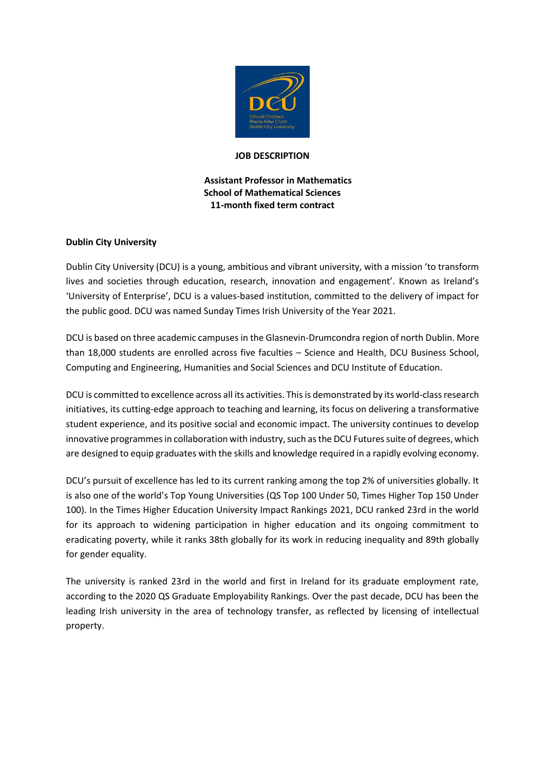# JOB DESCRIPTION

**Assistant Professor in Mathematics**
**School of Mathematical Sciences**
**11-month fixed term contract**

## Dublin City University

Dublin City University (DCU) is a young, ambitious and vibrant university, with a mission 'to transform lives and societies through education, research, innovation and engagement'. Known as Ireland's 'University of Enterprise', DCU is a values-based institution, committed to the delivery of impact for the public good. DCU was named Sunday Times Irish University of the Year 2021.

DCU is based on three academic campuses in the Glasnevin-Drumcondra region of north Dublin. More than 18,000 students are enrolled across five faculties – Science and Health, DCU Business School, Computing and Engineering, Humanities and Social Sciences and DCU Institute of Education.

DCU is committed to excellence across all its activities. This is demonstrated by its world-class research initiatives, its cutting-edge approach to teaching and learning, its focus on delivering a transformative student experience, and its positive social and economic impact. The university continues to develop innovative programmes in collaboration with industry, such as the DCU Futures suite of degrees, which are designed to equip graduates with the skills and knowledge required in a rapidly evolving economy.

DCU's pursuit of excellence has led to its current ranking among the top 2% of universities globally. It is also one of the world's Top Young Universities (QS Top 100 Under 50, Times Higher Top 150 Under 100). In the Times Higher Education University Impact Rankings 2021, DCU ranked 23rd in the world for its approach to widening participation in higher education and its ongoing commitment to eradicating poverty, while it ranks 38th globally for its work in reducing inequality and 89th globally for gender equality.

The university is ranked 23rd in the world and first in Ireland for its graduate employment rate, according to the 2020 QS Graduate Employability Rankings. Over the past decade, DCU has been the leading Irish university in the area of technology transfer, as reflected by licensing of intellectual property.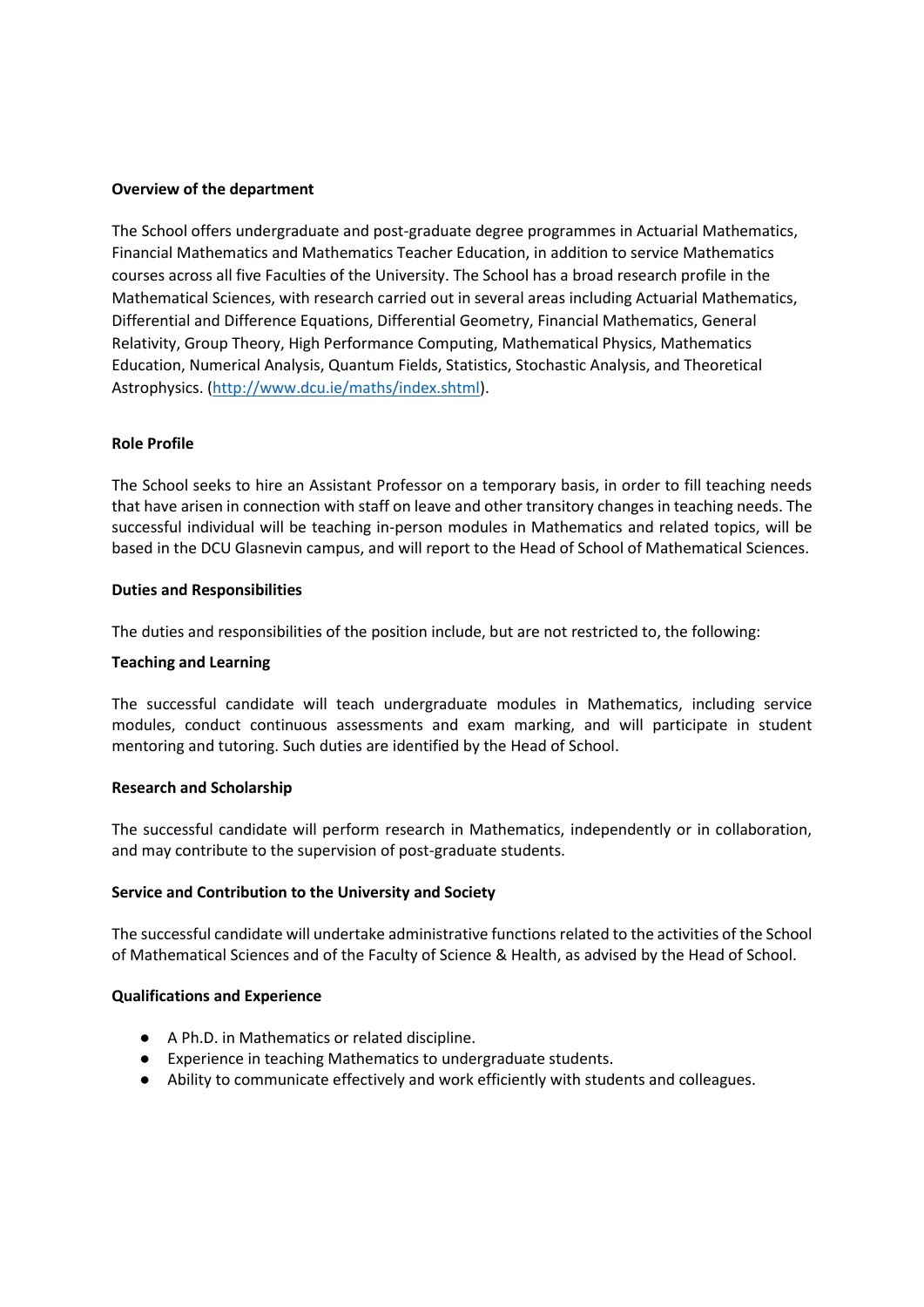**Overview of the department**

The School offers undergraduate and post-graduate degree programmes in Actuarial Mathematics, Financial Mathematics and Mathematics Teacher Education, in addition to service Mathematics courses across all five Faculties of the University. The School has a broad research profile in the Mathematical Sciences, with research carried out in several areas including Actuarial Mathematics, Differential and Difference Equations, Differential Geometry, Financial Mathematics, General Relativity, Group Theory, High Performance Computing, Mathematical Physics, Mathematics Education, Numerical Analysis, Quantum Fields, Statistics, Stochastic Analysis, and Theoretical Astrophysics. (http://www.dcu.ie/maths/index.shtml).

**Role Profile**

The School seeks to hire an Assistant Professor on a temporary basis, in order to fill teaching needs that have arisen in connection with staff on leave and other transitory changes in teaching needs. The successful individual will be teaching in-person modules in Mathematics and related topics, will be based in the DCU Glasnevin campus, and will report to the Head of School of Mathematical Sciences.

**Duties and Responsibilities**

The duties and responsibilities of the position include, but are not restricted to, the following:

**Teaching and Learning**

The successful candidate will teach undergraduate modules in Mathematics, including service modules, conduct continuous assessments and exam marking, and will participate in student mentoring and tutoring. Such duties are identified by the Head of School.

**Research and Scholarship**

The successful candidate will perform research in Mathematics, independently or in collaboration, and may contribute to the supervision of post-graduate students.

**Service and Contribution to the University and Society**

The successful candidate will undertake administrative functions related to the activities of the School of Mathematical Sciences and of the Faculty of Science & Health, as advised by the Head of School.

**Qualifications and Experience**

- A Ph.D. in Mathematics or related discipline.
- Experience in teaching Mathematics to undergraduate students.
- Ability to communicate effectively and work efficiently with students and colleagues.